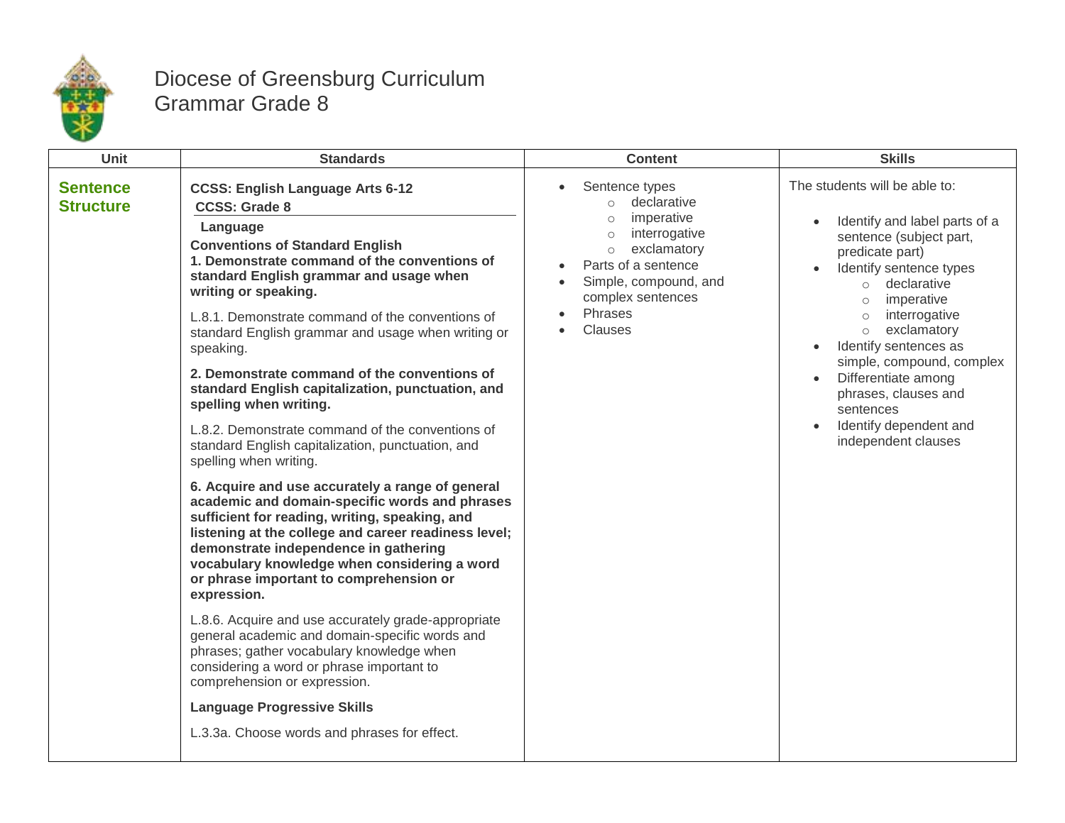# Diocese of Greensburg Curriculum
## Grammar Grade 8

| Unit | Standards | Content | Skills |
|---|---|---|---|
| **Sentence Structure** | **CCSS: English Language Arts 6-12**<br>**CCSS: Grade 8**<br>**Language**<br>**Conventions of Standard English**<br>**1. Demonstrate command of the conventions of standard English grammar and usage when writing or speaking.**<br><br>L.8.1. Demonstrate command of the conventions of standard English grammar and usage when writing or speaking.<br><br>**2. Demonstrate command of the conventions of standard English capitalization, punctuation, and spelling when writing.**<br><br>L.8.2. Demonstrate command of the conventions of standard English capitalization, punctuation, and spelling when writing.<br><br>**6. Acquire and use accurately a range of general academic and domain-specific words and phrases sufficient for reading, writing, speaking, and listening at the college and career readiness level; demonstrate independence in gathering vocabulary knowledge when considering a word or phrase important to comprehension or expression.**<br><br>L.8.6. Acquire and use accurately grade-appropriate general academic and domain-specific words and phrases; gather vocabulary knowledge when considering a word or phrase important to comprehension or expression.<br><br>**Language Progressive Skills**<br><br>L.3.3a. Choose words and phrases for effect. | • Sentence types<br>&nbsp;&nbsp;○ declarative<br>&nbsp;&nbsp;○ imperative<br>&nbsp;&nbsp;○ interrogative<br>&nbsp;&nbsp;○ exclamatory<br>• Parts of a sentence<br>• Simple, compound, and complex sentences<br>• Phrases<br>• Clauses | The students will be able to:<br><br>• Identify and label parts of a sentence (subject part, predicate part)<br>• Identify sentence types<br>&nbsp;&nbsp;○ declarative<br>&nbsp;&nbsp;○ imperative<br>&nbsp;&nbsp;○ interrogative<br>&nbsp;&nbsp;○ exclamatory<br>• Identify sentences as simple, compound, complex<br>• Differentiate among phrases, clauses and sentences<br>• Identify dependent and independent clauses |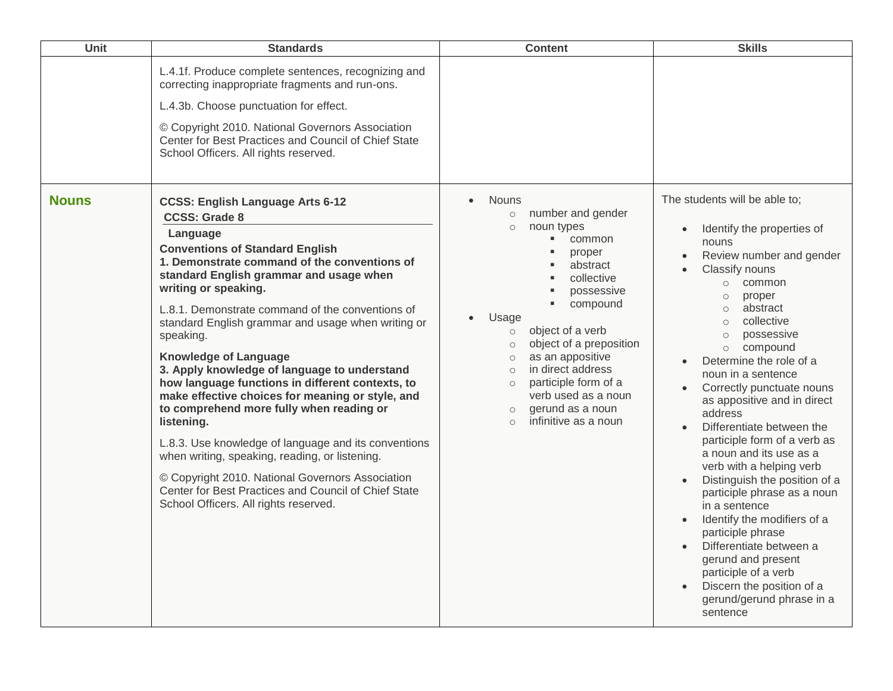| Unit | Standards | Content | Skills |
|---|---|---|---|
| | L.4.1f. Produce complete sentences, recognizing and correcting inappropriate fragments and run-ons.<br><br>L.4.3b. Choose punctuation for effect.<br><br>© Copyright 2010. National Governors Association Center for Best Practices and Council of Chief State School Officers. All rights reserved. | | |
| **Nouns** | **CCSS: English Language Arts 6-12**<br>**CCSS: Grade 8**<br>**Language**<br>**Conventions of Standard English**<br>**1. Demonstrate command of the conventions of standard English grammar and usage when writing or speaking.**<br><br>L.8.1. Demonstrate command of the conventions of standard English grammar and usage when writing or speaking.<br><br>**Knowledge of Language**<br>**3. Apply knowledge of language to understand how language functions in different contexts, to make effective choices for meaning or style, and to comprehend more fully when reading or listening.**<br><br>L.8.3. Use knowledge of language and its conventions when writing, speaking, reading, or listening.<br><br>© Copyright 2010. National Governors Association Center for Best Practices and Council of Chief State School Officers. All rights reserved. | • Nouns<br>  ○ number and gender<br>  ○ noun types<br>    ▪ common<br>    ▪ proper<br>    ▪ abstract<br>    ▪ collective<br>    ▪ possessive<br>    ▪ compound<br>• Usage<br>  ○ object of a verb<br>  ○ object of a preposition<br>  ○ as an appositive<br>  ○ in direct address<br>  ○ participle form of a verb used as a noun<br>  ○ gerund as a noun<br>  ○ infinitive as a noun | The students will be able to;<br><br>• Identify the properties of nouns<br>• Review number and gender<br>• Classify nouns<br>  ○ common<br>  ○ proper<br>  ○ abstract<br>  ○ collective<br>  ○ possessive<br>  ○ compound<br>• Determine the role of a noun in a sentence<br>• Correctly punctuate nouns as appositive and in direct address<br>• Differentiate between the participle form of a verb as a noun and its use as a verb with a helping verb<br>• Distinguish the position of a participle phrase as a noun in a sentence<br>• Identify the modifiers of a participle phrase<br>• Differentiate between a gerund and present participle of a verb<br>• Discern the position of a gerund/gerund phrase in a sentence |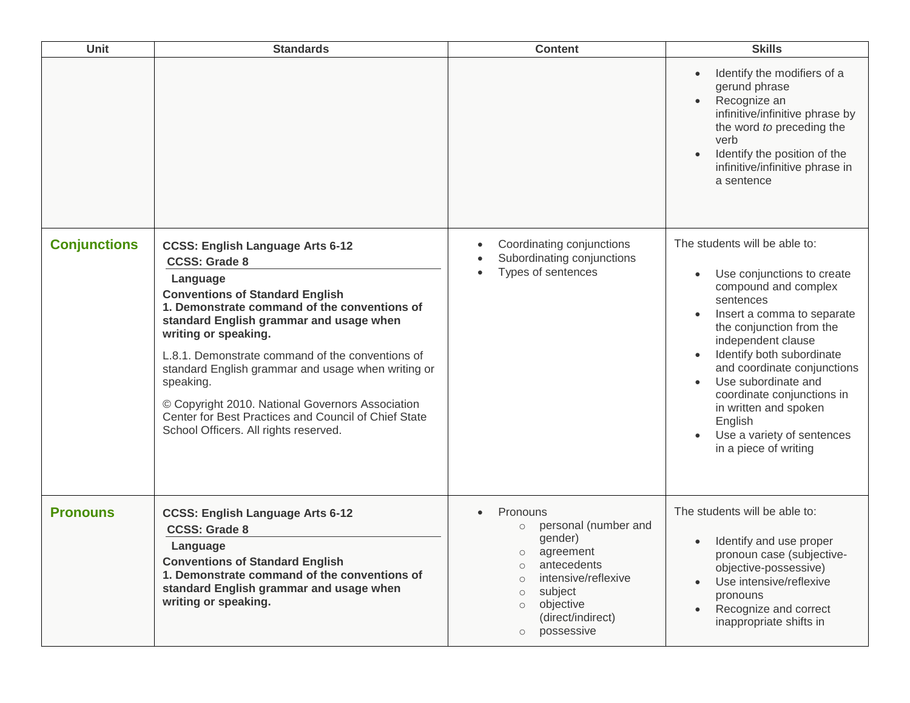| Unit | Standards | Content | Skills |
|---|---|---|---|
| | | | <ul><li>Identify the modifiers of a gerund phrase</li><li>Recognize an infinitive/infinitive phrase by the word *to* preceding the verb</li><li>Identify the position of the infinitive/infinitive phrase in a sentence</li></ul> |
| **Conjunctions** | **CCSS: English Language Arts 6-12**<br>**CCSS: Grade 8**<br>**Language**<br>**Conventions of Standard English**<br>**1. Demonstrate command of the conventions of standard English grammar and usage when writing or speaking.**<br><br>L.8.1. Demonstrate command of the conventions of standard English grammar and usage when writing or speaking.<br><br>© Copyright 2010. National Governors Association Center for Best Practices and Council of Chief State School Officers. All rights reserved. | <ul><li>Coordinating conjunctions</li><li>Subordinating conjunctions</li><li>Types of sentences</li></ul> | The students will be able to:<ul><li>Use conjunctions to create compound and complex sentences</li><li>Insert a comma to separate the conjunction from the independent clause</li><li>Identify both subordinate and coordinate conjunctions</li><li>Use subordinate and coordinate conjunctions in in written and spoken English</li><li>Use a variety of sentences in a piece of writing</li></ul> |
| **Pronouns** | **CCSS: English Language Arts 6-12**<br>**CCSS: Grade 8**<br>**Language**<br>**Conventions of Standard English**<br>**1. Demonstrate command of the conventions of standard English grammar and usage when writing or speaking.** | <ul><li>Pronouns<ul><li>personal (number and gender)</li><li>agreement</li><li>antecedents</li><li>intensive/reflexive</li><li>subject</li><li>objective (direct/indirect)</li><li>possessive</li></ul></li></ul> | The students will be able to:<ul><li>Identify and use proper pronoun case (subjective-objective-possessive)</li><li>Use intensive/reflexive pronouns</li><li>Recognize and correct inappropriate shifts in</li></ul> |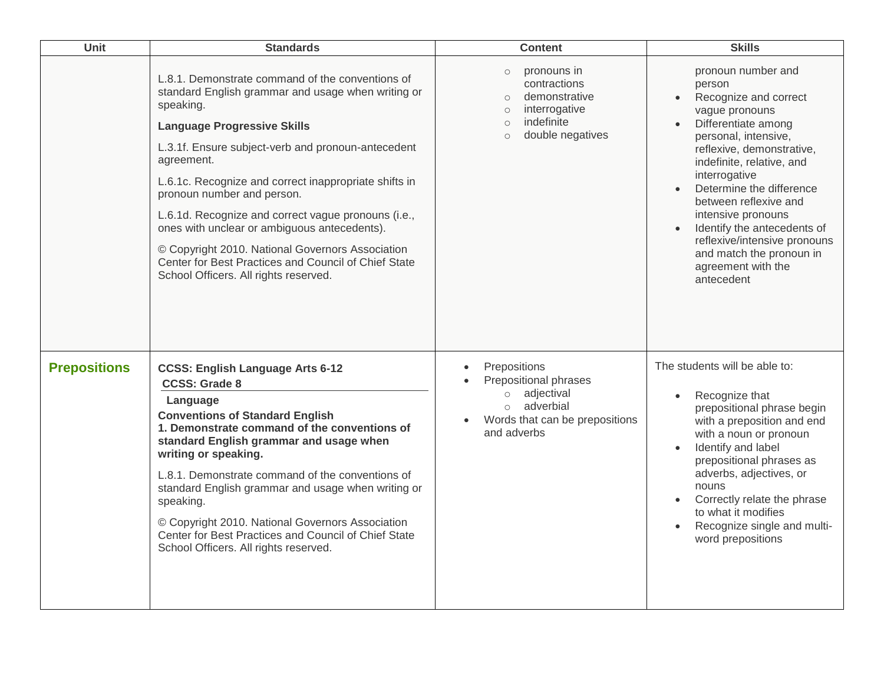| Unit | Standards | Content | Skills |
| --- | --- | --- | --- |
| | L.8.1. Demonstrate command of the conventions of standard English grammar and usage when writing or speaking.<br><br>**Language Progressive Skills**<br><br>L.3.1f. Ensure subject-verb and pronoun-antecedent agreement.<br><br>L.6.1c. Recognize and correct inappropriate shifts in pronoun number and person.<br><br>L.6.1d. Recognize and correct vague pronouns (i.e., ones with unclear or ambiguous antecedents).<br><br>© Copyright 2010. National Governors Association Center for Best Practices and Council of Chief State School Officers. All rights reserved. | ○ pronouns in contractions<br>○ demonstrative<br>○ interrogative<br>○ indefinite<br>○ double negatives | pronoun number and person<br>• Recognize and correct vague pronouns<br>• Differentiate among personal, intensive, reflexive, demonstrative, indefinite, relative, and interrogative<br>• Determine the difference between reflexive and intensive pronouns<br>• Identify the antecedents of reflexive/intensive pronouns and match the pronoun in agreement with the antecedent |
| **Prepositions** | **CCSS: English Language Arts 6-12**<br>**CCSS: Grade 8**<br>**Language**<br>**Conventions of Standard English**<br>**1. Demonstrate command of the conventions of standard English grammar and usage when writing or speaking.**<br><br>L.8.1. Demonstrate command of the conventions of standard English grammar and usage when writing or speaking.<br><br>© Copyright 2010. National Governors Association Center for Best Practices and Council of Chief State School Officers. All rights reserved. | • Prepositions<br>• Prepositional phrases<br>○ adjectival<br>○ adverbial<br>• Words that can be prepositions and adverbs | The students will be able to:<br><br>• Recognize that prepositional phrase begin with a preposition and end with a noun or pronoun<br>• Identify and label prepositional phrases as adverbs, adjectives, or nouns<br>• Correctly relate the phrase to what it modifies<br>• Recognize single and multi-word prepositions |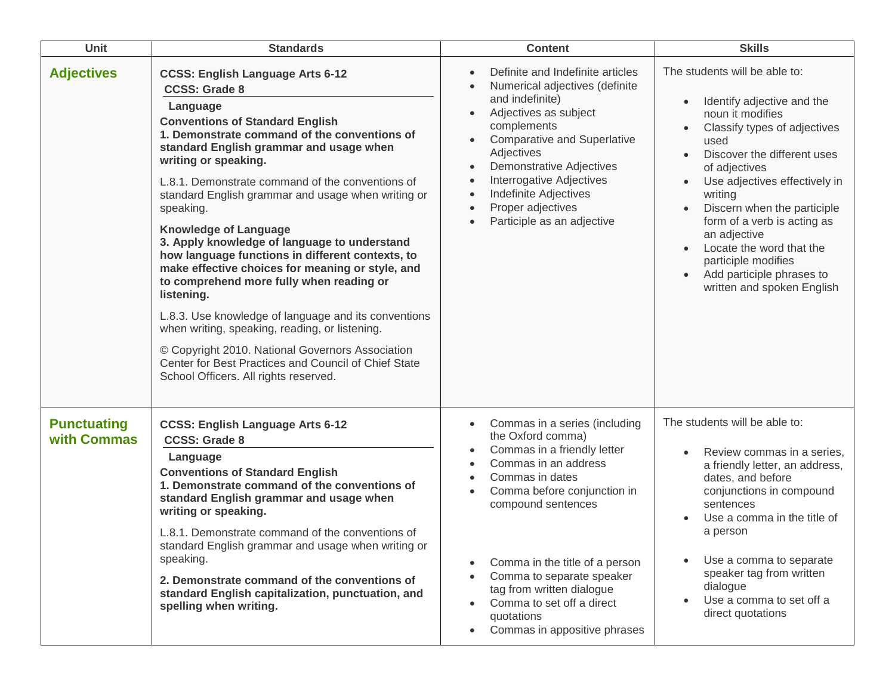| Unit | Standards | Content | Skills |
|---|---|---|---|
| **Adjectives** | **CCSS: English Language Arts 6-12**<br>**CCSS: Grade 8**<br>**Language**<br>**Conventions of Standard English**<br>**1. Demonstrate command of the conventions of standard English grammar and usage when writing or speaking.**<br>L.8.1. Demonstrate command of the conventions of standard English grammar and usage when writing or speaking.<br>**Knowledge of Language**<br>**3. Apply knowledge of language to understand how language functions in different contexts, to make effective choices for meaning or style, and to comprehend more fully when reading or listening.**<br>L.8.3. Use knowledge of language and its conventions when writing, speaking, reading, or listening.<br>© Copyright 2010. National Governors Association Center for Best Practices and Council of Chief State School Officers. All rights reserved. | • Definite and Indefinite articles<br>• Numerical adjectives (definite and indefinite)<br>• Adjectives as subject complements<br>• Comparative and Superlative Adjectives<br>• Demonstrative Adjectives<br>• Interrogative Adjectives<br>• Indefinite Adjectives<br>• Proper adjectives<br>• Participle as an adjective | The students will be able to:<br>• Identify adjective and the noun it modifies<br>• Classify types of adjectives used<br>• Discover the different uses of adjectives<br>• Use adjectives effectively in writing<br>• Discern when the participle form of a verb is acting as an adjective<br>• Locate the word that the participle modifies<br>• Add participle phrases to written and spoken English |
| **Punctuating with Commas** | **CCSS: English Language Arts 6-12**<br>**CCSS: Grade 8**<br>**Language**<br>**Conventions of Standard English**<br>**1. Demonstrate command of the conventions of standard English grammar and usage when writing or speaking.**<br>L.8.1. Demonstrate command of the conventions of standard English grammar and usage when writing or speaking.<br>**2. Demonstrate command of the conventions of standard English capitalization, punctuation, and spelling when writing.** | • Commas in a series (including the Oxford comma)<br>• Commas in a friendly letter<br>• Commas in an address<br>• Commas in dates<br>• Comma before conjunction in compound sentences<br>• Comma in the title of a person<br>• Comma to separate speaker tag from written dialogue<br>• Comma to set off a direct quotations<br>• Commas in appositive phrases | The students will be able to:<br>• Review commas in a series, a friendly letter, an address, dates, and before conjunctions in compound sentences<br>• Use a comma in the title of a person<br>• Use a comma to separate speaker tag from written dialogue<br>• Use a comma to set off a direct quotations |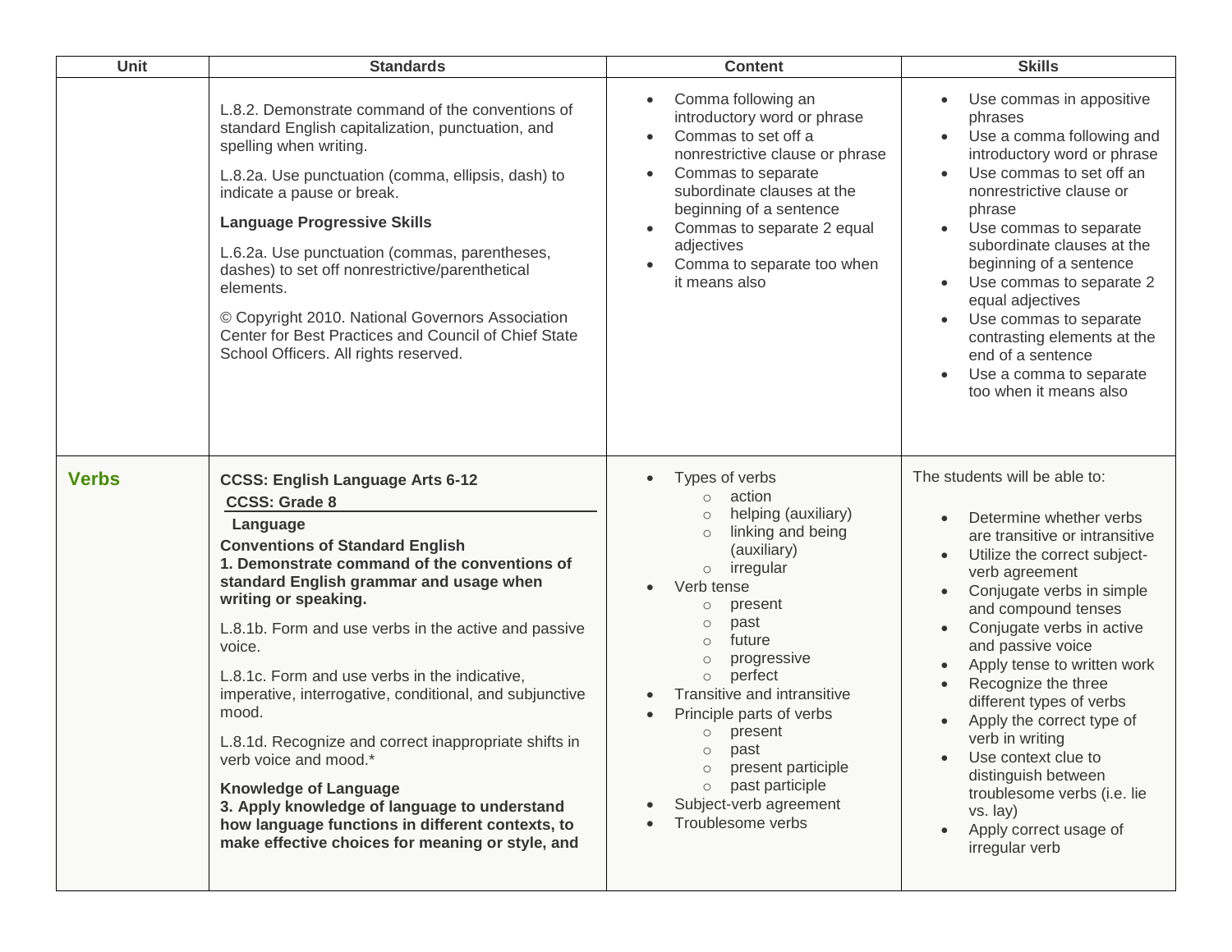| Unit | Standards | Content | Skills |
|---|---|---|---|
| | L.8.2. Demonstrate command of the conventions of standard English capitalization, punctuation, and spelling when writing.<br><br>L.8.2a. Use punctuation (comma, ellipsis, dash) to indicate a pause or break.<br><br>**Language Progressive Skills**<br><br>L.6.2a. Use punctuation (commas, parentheses, dashes) to set off nonrestrictive/parenthetical elements.<br><br>© Copyright 2010. National Governors Association Center for Best Practices and Council of Chief State School Officers. All rights reserved. | • Comma following an introductory word or phrase<br>• Commas to set off a nonrestrictive clause or phrase<br>• Commas to separate subordinate clauses at the beginning of a sentence<br>• Commas to separate 2 equal adjectives<br>• Comma to separate too when it means also | • Use commas in appositive phrases<br>• Use a comma following and introductory word or phrase<br>• Use commas to set off an nonrestrictive clause or phrase<br>• Use commas to separate subordinate clauses at the beginning of a sentence<br>• Use commas to separate 2 equal adjectives<br>• Use commas to separate contrasting elements at the end of a sentence<br>• Use a comma to separate too when it means also |
| **Verbs** | **CCSS: English Language Arts 6-12**<br>**CCSS: Grade 8**<br>**Language**<br>**Conventions of Standard English**<br>**1. Demonstrate command of the conventions of standard English grammar and usage when writing or speaking.**<br><br>L.8.1b. Form and use verbs in the active and passive voice.<br><br>L.8.1c. Form and use verbs in the indicative, imperative, interrogative, conditional, and subjunctive mood.<br><br>L.8.1d. Recognize and correct inappropriate shifts in verb voice and mood.*<br><br>**Knowledge of Language**<br>**3. Apply knowledge of language to understand how language functions in different contexts, to make effective choices for meaning or style, and** | • Types of verbs<br>  ○ action<br>  ○ helping (auxiliary)<br>  ○ linking and being (auxiliary)<br>  ○ irregular<br>• Verb tense<br>  ○ present<br>  ○ past<br>  ○ future<br>  ○ progressive<br>  ○ perfect<br>• Transitive and intransitive<br>• Principle parts of verbs<br>  ○ present<br>  ○ past<br>  ○ present participle<br>  ○ past participle<br>• Subject-verb agreement<br>• Troublesome verbs | The students will be able to:<br><br>• Determine whether verbs are transitive or intransitive<br>• Utilize the correct subject-verb agreement<br>• Conjugate verbs in simple and compound tenses<br>• Conjugate verbs in active and passive voice<br>• Apply tense to written work<br>• Recognize the three different types of verbs<br>• Apply the correct type of verb in writing<br>• Use context clue to distinguish between troublesome verbs (i.e. lie vs. lay)<br>• Apply correct usage of irregular verb |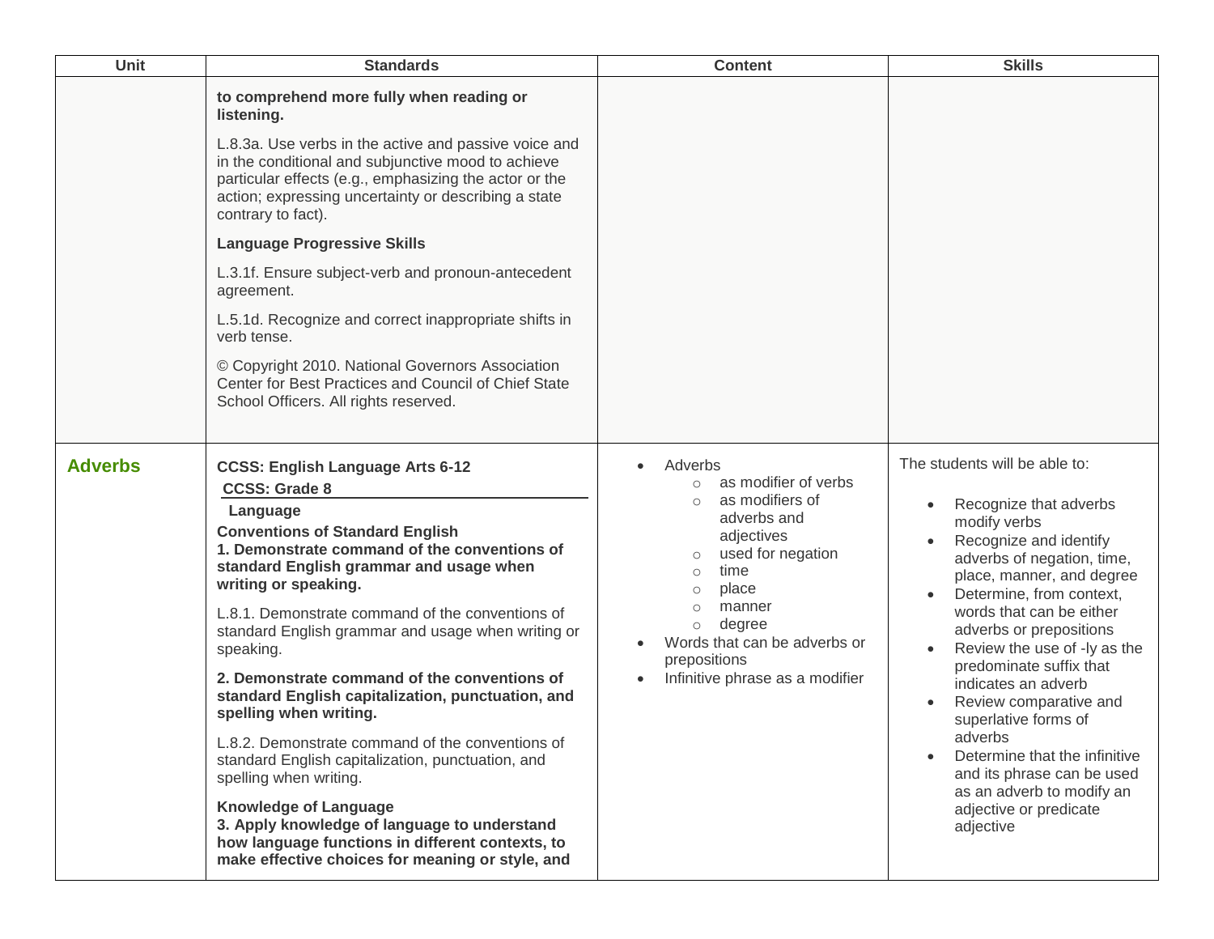| Unit | Standards | Content | Skills |
|---|---|---|---|
| | **to comprehend more fully when reading or listening.**<br><br>L.8.3a. Use verbs in the active and passive voice and in the conditional and subjunctive mood to achieve particular effects (e.g., emphasizing the actor or the action; expressing uncertainty or describing a state contrary to fact).<br><br>**Language Progressive Skills**<br><br>L.3.1f. Ensure subject-verb and pronoun-antecedent agreement.<br><br>L.5.1d. Recognize and correct inappropriate shifts in verb tense.<br><br>© Copyright 2010. National Governors Association Center for Best Practices and Council of Chief State School Officers. All rights reserved. | | |
| **Adverbs** | **CCSS: English Language Arts 6-12**<br>**CCSS: Grade 8**<br>**Language**<br>**Conventions of Standard English**<br>**1. Demonstrate command of the conventions of standard English grammar and usage when writing or speaking.**<br><br>L.8.1. Demonstrate command of the conventions of standard English grammar and usage when writing or speaking.<br><br>**2. Demonstrate command of the conventions of standard English capitalization, punctuation, and spelling when writing.**<br><br>L.8.2. Demonstrate command of the conventions of standard English capitalization, punctuation, and spelling when writing.<br><br>**Knowledge of Language**<br>**3. Apply knowledge of language to understand how language functions in different contexts, to make effective choices for meaning or style, and** | • Adverbs<br>&nbsp;&nbsp;&nbsp;&nbsp;○ as modifier of verbs<br>&nbsp;&nbsp;&nbsp;&nbsp;○ as modifiers of adverbs and adjectives<br>&nbsp;&nbsp;&nbsp;&nbsp;○ used for negation<br>&nbsp;&nbsp;&nbsp;&nbsp;○ time<br>&nbsp;&nbsp;&nbsp;&nbsp;○ place<br>&nbsp;&nbsp;&nbsp;&nbsp;○ manner<br>&nbsp;&nbsp;&nbsp;&nbsp;○ degree<br>• Words that can be adverbs or prepositions<br>• Infinitive phrase as a modifier | The students will be able to:<br><br>• Recognize that adverbs modify verbs<br>• Recognize and identify adverbs of negation, time, place, manner, and degree<br>• Determine, from context, words that can be either adverbs or prepositions<br>• Review the use of -ly as the predominate suffix that indicates an adverb<br>• Review comparative and superlative forms of adverbs<br>• Determine that the infinitive and its phrase can be used as an adverb to modify an adjective or predicate adjective |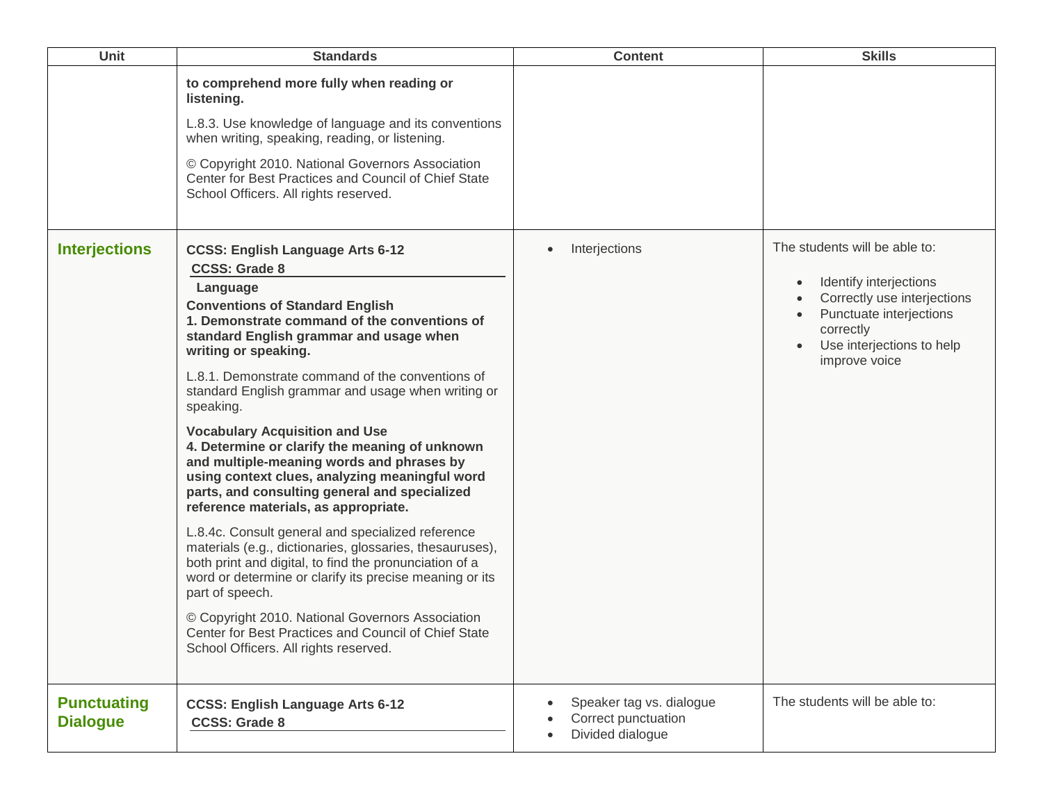| Unit | Standards | Content | Skills |
| --- | --- | --- | --- |
| | **to comprehend more fully when reading or listening.**<br><br>L.8.3. Use knowledge of language and its conventions when writing, speaking, reading, or listening.<br><br>© Copyright 2010. National Governors Association Center for Best Practices and Council of Chief State School Officers. All rights reserved. | | |
| **Interjections** | **CCSS: English Language Arts 6-12**<br>**CCSS: Grade 8**<br>**Language**<br>**Conventions of Standard English**<br>**1. Demonstrate command of the conventions of standard English grammar and usage when writing or speaking.**<br><br>L.8.1. Demonstrate command of the conventions of standard English grammar and usage when writing or speaking.<br><br>**Vocabulary Acquisition and Use**<br>**4. Determine or clarify the meaning of unknown and multiple-meaning words and phrases by using context clues, analyzing meaningful word parts, and consulting general and specialized reference materials, as appropriate.**<br><br>L.8.4c. Consult general and specialized reference materials (e.g., dictionaries, glossaries, thesauruses), both print and digital, to find the pronunciation of a word or determine or clarify its precise meaning or its part of speech.<br><br>© Copyright 2010. National Governors Association Center for Best Practices and Council of Chief State School Officers. All rights reserved. | • Interjections | The students will be able to:<br><br>• Identify interjections<br>• Correctly use interjections<br>• Punctuate interjections correctly<br>• Use interjections to help improve voice |
| **Punctuating Dialogue** | **CCSS: English Language Arts 6-12**<br>**CCSS: Grade 8** | • Speaker tag vs. dialogue<br>• Correct punctuation<br>• Divided dialogue | The students will be able to: |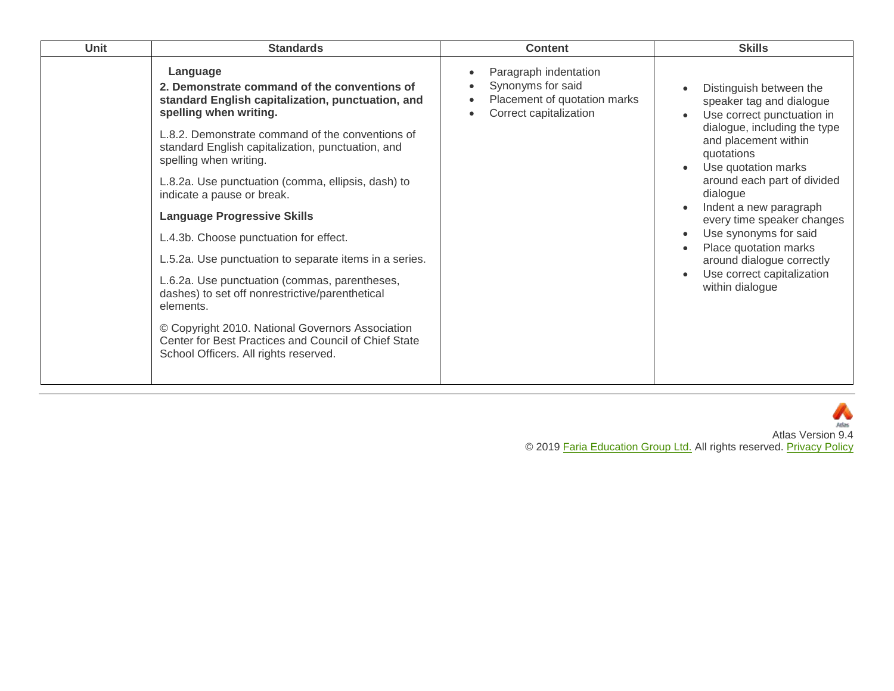| Unit | Standards | Content | Skills |
|---|---|---|---|
| | **Language**<br>**2. Demonstrate command of the conventions of standard English capitalization, punctuation, and spelling when writing.**<br><br>L.8.2. Demonstrate command of the conventions of standard English capitalization, punctuation, and spelling when writing.<br><br>L.8.2a. Use punctuation (comma, ellipsis, dash) to indicate a pause or break.<br><br>**Language Progressive Skills**<br><br>L.4.3b. Choose punctuation for effect.<br><br>L.5.2a. Use punctuation to separate items in a series.<br><br>L.6.2a. Use punctuation (commas, parentheses, dashes) to set off nonrestrictive/parenthetical elements.<br><br>© Copyright 2010. National Governors Association Center for Best Practices and Council of Chief State School Officers. All rights reserved. | • Paragraph indentation<br>• Synonyms for said<br>• Placement of quotation marks<br>• Correct capitalization | • Distinguish between the speaker tag and dialogue<br>• Use correct punctuation in dialogue, including the type and placement within quotations<br>• Use quotation marks around each part of divided dialogue<br>• Indent a new paragraph every time speaker changes<br>• Use synonyms for said<br>• Place quotation marks around dialogue correctly<br>• Use correct capitalization within dialogue |